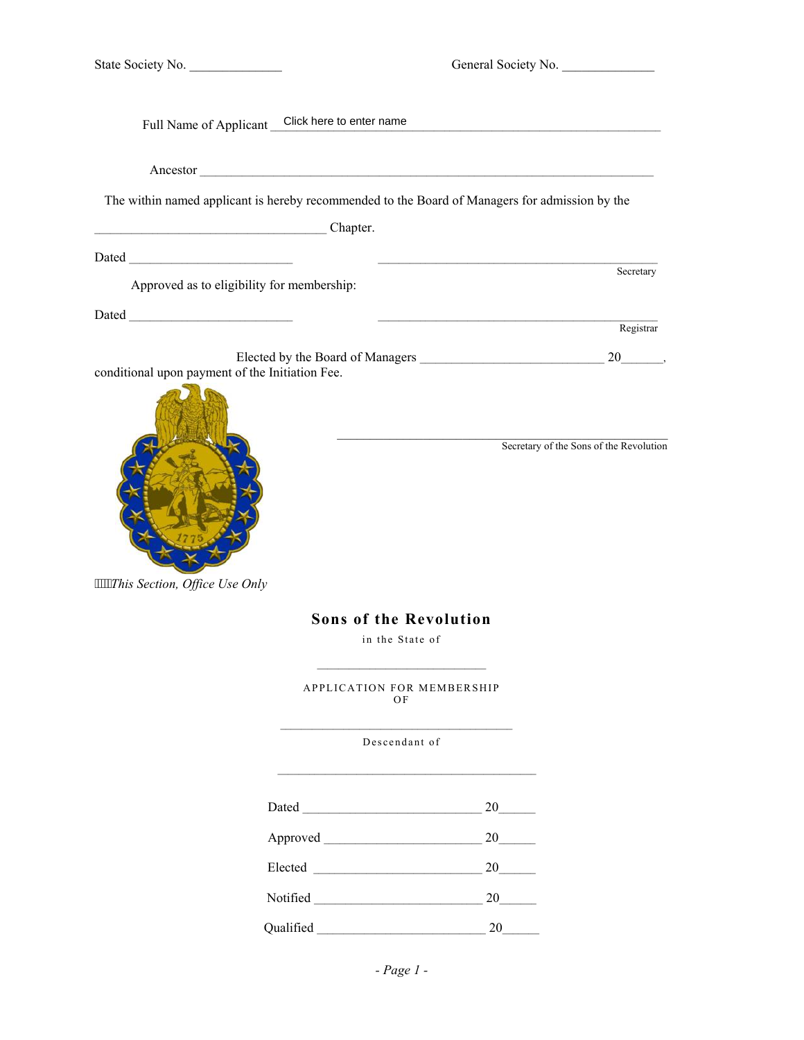State Society No. ______________ General Society No. ______________

Full Name of Applicant Click here to enter name ________________________________________

Ancestor ________________________________________________________________________

The within named applicant is hereby recommended to the Board of Managers for admission by the

___________________________________ Chapter.

Dated _________________________ ______________________________________________
Secretary

Approved as to eligibility for membership:

Dated _________________________ ______________________________________________
Registrar

Elected by the Board of Managers ____________________________ 20______, conditional upon payment of the Initiation Fee.

______________________________________________
Secretary of the Sons of the Revolution

*This Section, Office Use Only*

## Sons of the Revolution

in the State of

____________________________

APPLICATION FOR MEMBERSHIP OF

______________________________________

Descendant of

__________________________________________

Dated ___________________________ 20______

Approved _________________________ 20______

Elected __________________________ 20______

Notified __________________________ 20______

Qualified _________________________ 20______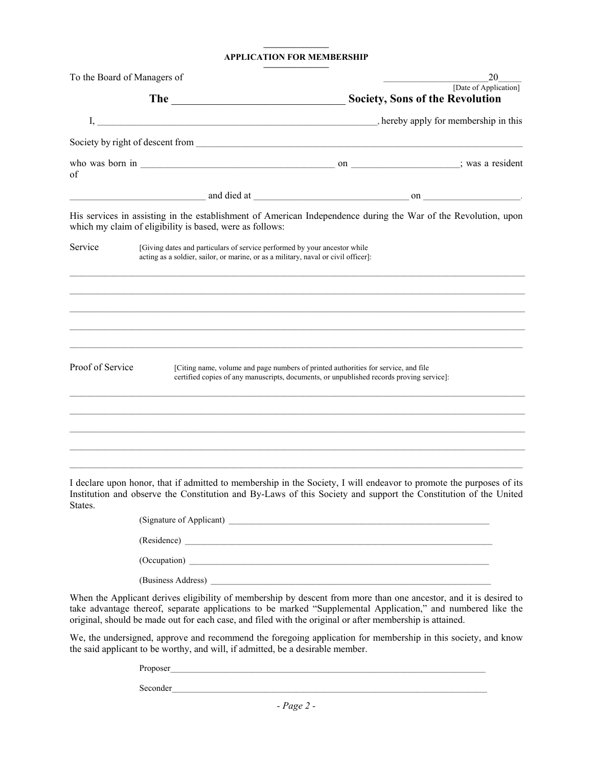## APPLICATION FOR MEMBERSHIP

To the Board of Managers of ______________________20_____
[Date of Application]

### The ______________________________ Society, Sons of the Revolution

I, ___________________________________________________________, hereby apply for membership in this Society by right of descent from ______________________________________________________________________

who was born in ________________________________________ on _____________________; was a resident of

____________________________ and died at ________________________________ on ____________________.

His services in assisting in the establishment of American Independence during the War of the Revolution, upon which my claim of eligibility is based, were as follows:

Service [Giving dates and particulars of service performed by your ancestor while acting as a soldier, sailor, or marine, or as a military, naval or civil officer]:

_____________________________________________________________________________________________

_____________________________________________________________________________________________

_____________________________________________________________________________________________

_____________________________________________________________________________________________

_____________________________________________________________________________________________

Proof of Service [Citing name, volume and page numbers of printed authorities for service, and file certified copies of any manuscripts, documents, or unpublished records proving service]:

_____________________________________________________________________________________________

_____________________________________________________________________________________________

_____________________________________________________________________________________________

_____________________________________________________________________________________________

_____________________________________________________________________________________________

I declare upon honor, that if admitted to membership in the Society, I will endeavor to promote the purposes of its Institution and observe the Constitution and By-Laws of this Society and support the Constitution of the United States.

(Signature of Applicant) ____________________________________________________________

(Residence) _______________________________________________________________________

(Occupation) ______________________________________________________________________

(Business Address) _________________________________________________________________

When the Applicant derives eligibility of membership by descent from more than one ancestor, and it is desired to take advantage thereof, separate applications to be marked "Supplemental Application," and numbered like the original, should be made out for each case, and filed with the original or after membership is attained.

We, the undersigned, approve and recommend the foregoing application for membership in this society, and know the said applicant to be worthy, and will, if admitted, be a desirable member.

Proposer__________________________________________________________________________

Seconder__________________________________________________________________________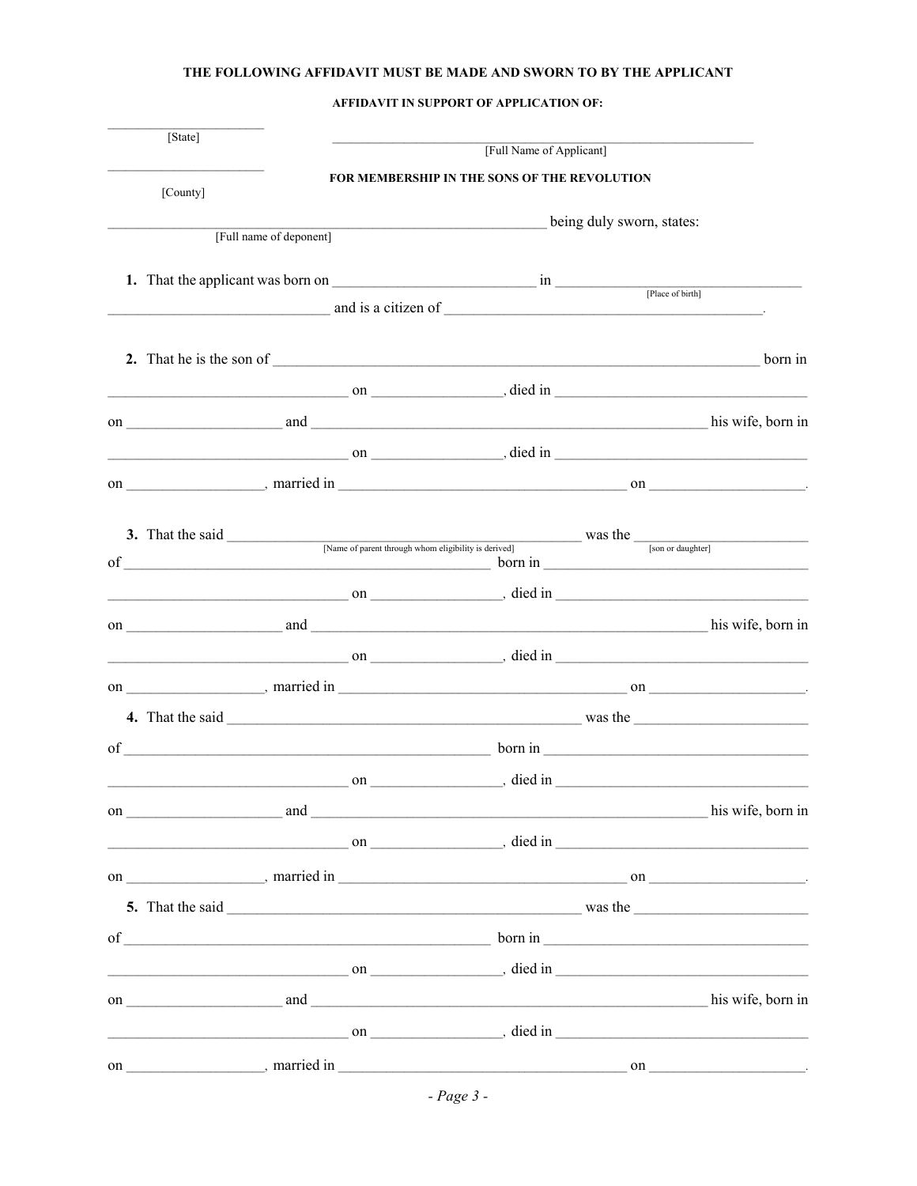**THE FOLLOWING AFFIDAVIT MUST BE MADE AND SWORN TO BY THE APPLICANT**

**AFFIDAVIT IN SUPPORT OF APPLICATION OF:**

______________________
[State]

______________________________________________________________
[Full Name of Applicant]

______________________
[County]

**FOR MEMBERSHIP IN THE SONS OF THE REVOLUTION**

______________________________________________________________ being duly sworn, states:
[Full name of deponent]

**1.** That the applicant was born on ___________________________ in ___________________________________ [Place of birth] ______________________________ and is a citizen of ____________________________________________.

**2.** That he is the son of _________________________________________________________________ born in _________________________________ on _________________, died in ____________________________________ on ____________________ and ______________________________________________________ his wife, born in _________________________________ on _________________, died in ____________________________________ on __________________, married in _______________________________________ on ____________________.

**3.** That the said ______________________________________________ [Name of parent through whom eligibility is derived] was the ______________________ [son or daughter] of _________________________________________________ born in ____________________________________ _________________________________ on _________________, died in ____________________________________ on ____________________ and ______________________________________________________ his wife, born in _________________________________ on _________________, died in ____________________________________ on __________________, married in _______________________________________ on ____________________.

**4.** That the said ______________________________________________ was the ______________________ of _________________________________________________ born in ____________________________________ _________________________________ on _________________, died in ____________________________________ on ____________________ and ______________________________________________________ his wife, born in _________________________________ on _________________, died in ____________________________________ on __________________, married in _______________________________________ on ____________________.

**5.** That the said ______________________________________________ was the ______________________ of _________________________________________________ born in ____________________________________ _________________________________ on _________________, died in ____________________________________ on ____________________ and ______________________________________________________ his wife, born in _________________________________ on _________________, died in ____________________________________ on __________________, married in _______________________________________ on ____________________.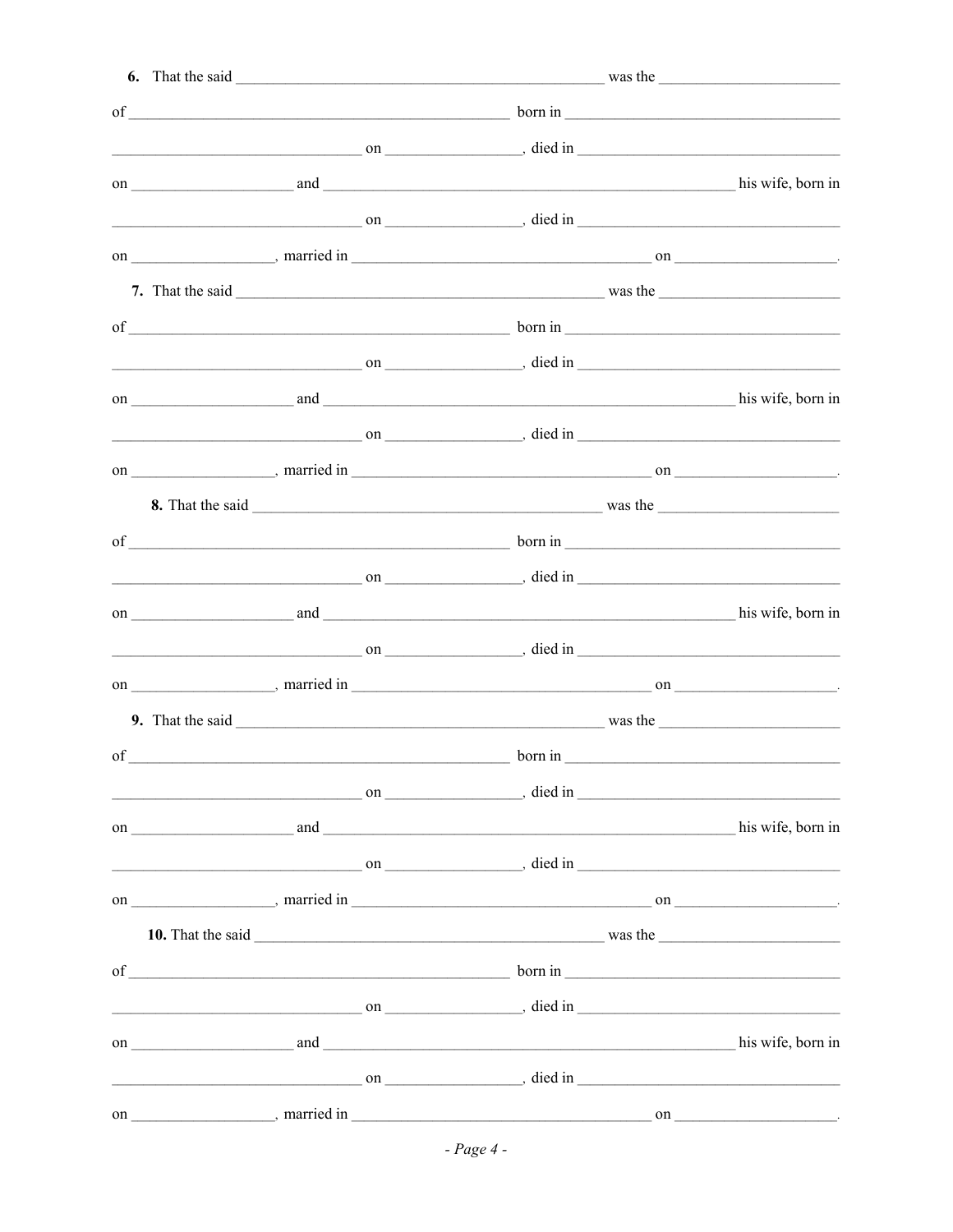**6.** That the said ______________________________________________ was the ________________________

of ________________________________________________ born in ____________________________________

________________________________ on _________________, died in ____________________________________

on ____________________ and _____________________________________________________ his wife, born in

________________________________ on _________________, died in ____________________________________

on __________________, married in ______________________________________ on ____________________.

**7.** That the said ______________________________________________ was the ________________________

of ________________________________________________ born in ____________________________________

________________________________ on _________________, died in ____________________________________

on ____________________ and _____________________________________________________ his wife, born in

________________________________ on _________________, died in ____________________________________

on __________________, married in ______________________________________ on ____________________.

**8.** That the said ______________________________________________ was the ________________________

of ________________________________________________ born in ____________________________________

________________________________ on _________________, died in ____________________________________

on ____________________ and _____________________________________________________ his wife, born in

________________________________ on _________________, died in ____________________________________

on __________________, married in ______________________________________ on ____________________.

**9.** That the said ______________________________________________ was the ________________________

of ________________________________________________ born in ____________________________________

________________________________ on _________________, died in ____________________________________

on ____________________ and _____________________________________________________ his wife, born in

________________________________ on _________________, died in ____________________________________

on __________________, married in ______________________________________ on ____________________.

**10.** That the said ______________________________________________ was the ________________________

of ________________________________________________ born in ____________________________________

________________________________ on _________________, died in ____________________________________

on ____________________ and _____________________________________________________ his wife, born in

________________________________ on _________________, died in ____________________________________

on __________________, married in ______________________________________ on ____________________.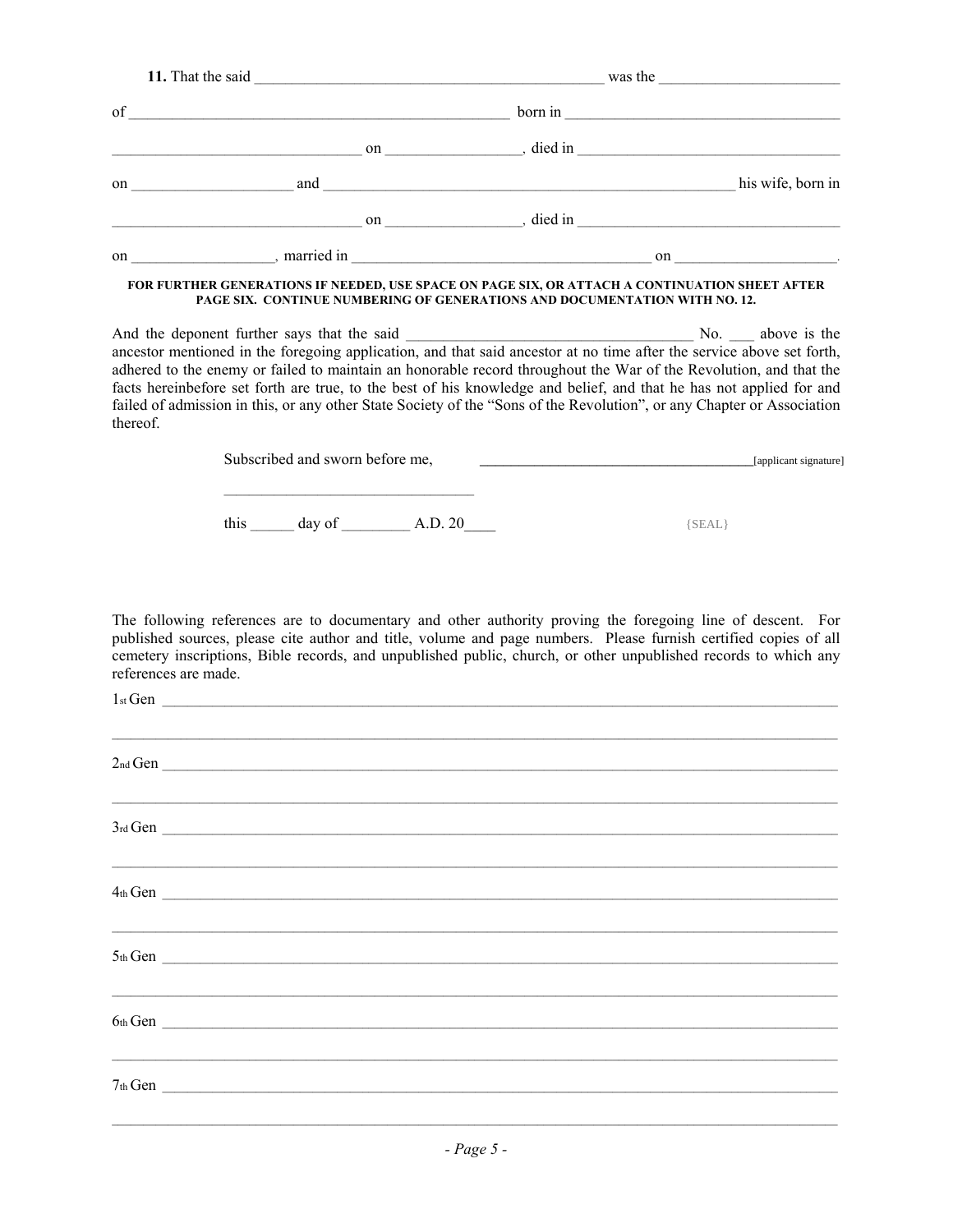**11.** That the said _______________________________________________ was the _______________________

of _____________________________________________________ born in _____________________________________

___________________________________ on _________________, died in ___________________________________

on _____________________ and _______________________________________________________ his wife, born in

___________________________________ on _________________, died in ___________________________________

on __________________, married in _________________________________________ on _____________________.

**FOR FURTHER GENERATIONS IF NEEDED, USE SPACE ON PAGE SIX, OR ATTACH A CONTINUATION SHEET AFTER PAGE SIX. CONTINUE NUMBERING OF GENERATIONS AND DOCUMENTATION WITH NO. 12.**

And the deponent further says that the said _____________________________________ No. ___ above is the ancestor mentioned in the foregoing application, and that said ancestor at no time after the service above set forth, adhered to the enemy or failed to maintain an honorable record throughout the War of the Revolution, and that the facts hereinbefore set forth are true, to the best of his knowledge and belief, and that he has not applied for and failed of admission in this, or any other State Society of the "Sons of the Revolution", or any Chapter or Association thereof.

Subscribed and sworn before me, _____________________________________[applicant signature]

_________________________________

this ______ day of _________ A.D. 20____ {SEAL}

The following references are to documentary and other authority proving the foregoing line of descent. For published sources, please cite author and title, volume and page numbers. Please furnish certified copies of all cemetery inscriptions, Bible records, and unpublished public, church, or other unpublished records to which any references are made.

1st Gen ___________________________________________________________________________________________

___________________________________________________________________________________________________

2nd Gen __________________________________________________________________________________________

___________________________________________________________________________________________________

3rd Gen ___________________________________________________________________________________________

___________________________________________________________________________________________________

4th Gen ___________________________________________________________________________________________

___________________________________________________________________________________________________

5th Gen ___________________________________________________________________________________________

___________________________________________________________________________________________________

6th Gen ___________________________________________________________________________________________

___________________________________________________________________________________________________

7th Gen ___________________________________________________________________________________________

___________________________________________________________________________________________________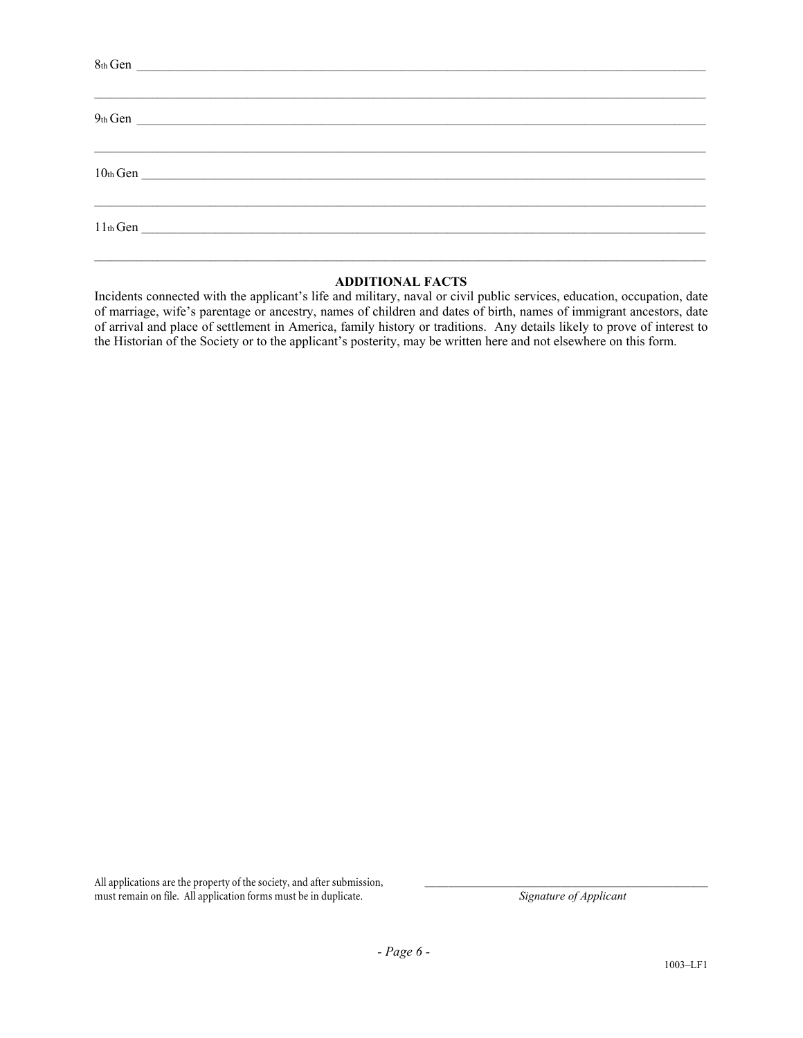8th Gen ______________________________________________________________________________

______________________________________________________________________________________

9th Gen ______________________________________________________________________________

______________________________________________________________________________________

10th Gen _____________________________________________________________________________

______________________________________________________________________________________

11th Gen _____________________________________________________________________________

______________________________________________________________________________________

**ADDITIONAL FACTS**

Incidents connected with the applicant's life and military, naval or civil public services, education, occupation, date of marriage, wife's parentage or ancestry, names of children and dates of birth, names of immigrant ancestors, date of arrival and place of settlement in America, family history or traditions. Any details likely to prove of interest to the Historian of the Society or to the applicant's posterity, may be written here and not elsewhere on this form.

All applications are the property of the society, and after submission, must remain on file. All application forms must be in duplicate.

______________________________________________

*Signature of Applicant*

1003–LF1